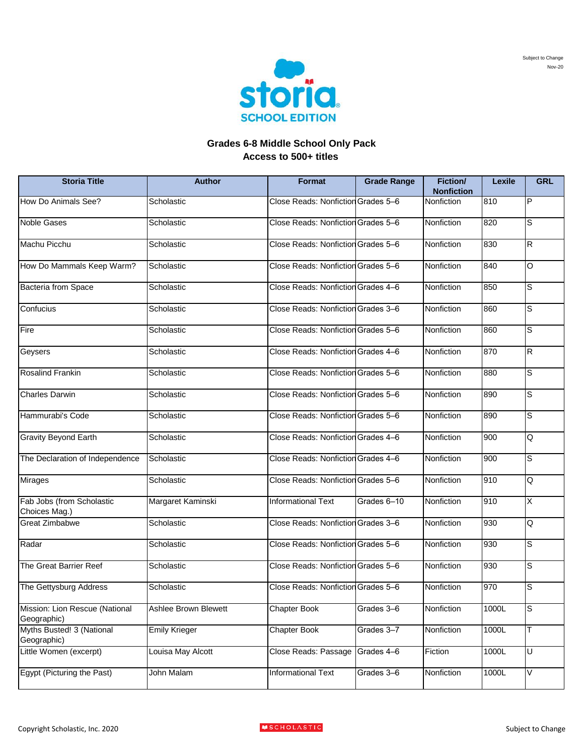Subject to Change
Nov-20

storia SCHOOL EDITION

## Grades 6-8 Middle School Only Pack
## Access to 500+ titles

| Storia Title | Author | Format | Grade Range | Fiction/ Nonfiction | Lexile | GRL |
|---|---|---|---|---|---|---|
| How Do Animals See? | Scholastic | Close Reads: Nonfiction | Grades 5–6 | Nonfiction | 810 | P |
| Noble Gases | Scholastic | Close Reads: Nonfiction | Grades 5–6 | Nonfiction | 820 | S |
| Machu Picchu | Scholastic | Close Reads: Nonfiction | Grades 5–6 | Nonfiction | 830 | R |
| How Do Mammals Keep Warm? | Scholastic | Close Reads: Nonfiction | Grades 5–6 | Nonfiction | 840 | O |
| Bacteria from Space | Scholastic | Close Reads: Nonfiction | Grades 4–6 | Nonfiction | 850 | S |
| Confucius | Scholastic | Close Reads: Nonfiction | Grades 3–6 | Nonfiction | 860 | S |
| Fire | Scholastic | Close Reads: Nonfiction | Grades 5–6 | Nonfiction | 860 | S |
| Geysers | Scholastic | Close Reads: Nonfiction | Grades 4–6 | Nonfiction | 870 | R |
| Rosalind Frankin | Scholastic | Close Reads: Nonfiction | Grades 5–6 | Nonfiction | 880 | S |
| Charles Darwin | Scholastic | Close Reads: Nonfiction | Grades 5–6 | Nonfiction | 890 | S |
| Hammurabi's Code | Scholastic | Close Reads: Nonfiction | Grades 5–6 | Nonfiction | 890 | S |
| Gravity Beyond Earth | Scholastic | Close Reads: Nonfiction | Grades 4–6 | Nonfiction | 900 | Q |
| The Declaration of Independence | Scholastic | Close Reads: Nonfiction | Grades 4–6 | Nonfiction | 900 | S |
| Mirages | Scholastic | Close Reads: Nonfiction | Grades 5–6 | Nonfiction | 910 | Q |
| Fab Jobs (from Scholastic Choices Mag.) | Margaret Kaminski | Informational Text | Grades 6–10 | Nonfiction | 910 | X |
| Great Zimbabwe | Scholastic | Close Reads: Nonfiction | Grades 3–6 | Nonfiction | 930 | Q |
| Radar | Scholastic | Close Reads: Nonfiction | Grades 5–6 | Nonfiction | 930 | S |
| The Great Barrier Reef | Scholastic | Close Reads: Nonfiction | Grades 5–6 | Nonfiction | 930 | S |
| The Gettysburg Address | Scholastic | Close Reads: Nonfiction | Grades 5–6 | Nonfiction | 970 | S |
| Mission: Lion Rescue (National Geographic) | Ashlee Brown Blewett | Chapter Book | Grades 3–6 | Nonfiction | 1000L | S |
| Myths Busted! 3 (National Geographic) | Emily Krieger | Chapter Book | Grades 3–7 | Nonfiction | 1000L | T |
| Little Women (excerpt) | Louisa May Alcott | Close Reads: Passage | Grades 4–6 | Fiction | 1000L | U |
| Egypt (Picturing the Past) | John Malam | Informational Text | Grades 3–6 | Nonfiction | 1000L | V |

Copyright Scholastic, Inc. 2020 SCHOLASTIC Subject to Change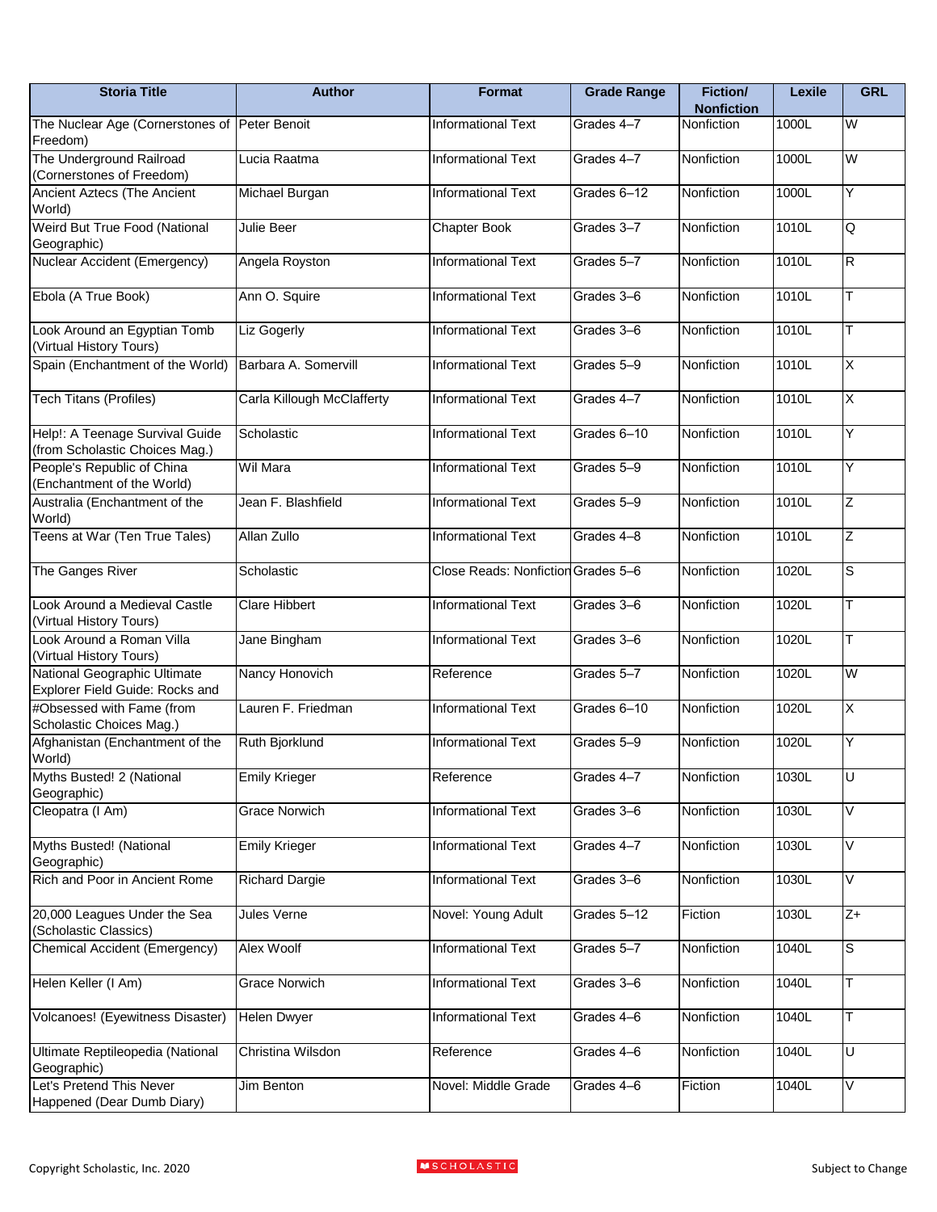| Storia Title | Author | Format | Grade Range | Fiction/ Nonfiction | Lexile | GRL |
|---|---|---|---|---|---|---|
| The Nuclear Age (Cornerstones of Freedom) | Peter Benoit | Informational Text | Grades 4–7 | Nonfiction | 1000L | W |
| The Underground Railroad (Cornerstones of Freedom) | Lucia Raatma | Informational Text | Grades 4–7 | Nonfiction | 1000L | W |
| Ancient Aztecs (The Ancient World) | Michael Burgan | Informational Text | Grades 6–12 | Nonfiction | 1000L | Y |
| Weird But True Food (National Geographic) | Julie Beer | Chapter Book | Grades 3–7 | Nonfiction | 1010L | Q |
| Nuclear Accident (Emergency) | Angela Royston | Informational Text | Grades 5–7 | Nonfiction | 1010L | R |
| Ebola (A True Book) | Ann O. Squire | Informational Text | Grades 3–6 | Nonfiction | 1010L | T |
| Look Around an Egyptian Tomb (Virtual History Tours) | Liz Gogerly | Informational Text | Grades 3–6 | Nonfiction | 1010L | T |
| Spain (Enchantment of the World) | Barbara A. Somervill | Informational Text | Grades 5–9 | Nonfiction | 1010L | X |
| Tech Titans (Profiles) | Carla Killough McClafferty | Informational Text | Grades 4–7 | Nonfiction | 1010L | X |
| Help!: A Teenage Survival Guide (from Scholastic Choices Mag.) | Scholastic | Informational Text | Grades 6–10 | Nonfiction | 1010L | Y |
| People's Republic of China (Enchantment of the World) | Wil Mara | Informational Text | Grades 5–9 | Nonfiction | 1010L | Y |
| Australia (Enchantment of the World) | Jean F. Blashfield | Informational Text | Grades 5–9 | Nonfiction | 1010L | Z |
| Teens at War (Ten True Tales) | Allan Zullo | Informational Text | Grades 4–8 | Nonfiction | 1010L | Z |
| The Ganges River | Scholastic | Close Reads: Nonfiction | Grades 5–6 | Nonfiction | 1020L | S |
| Look Around a Medieval Castle (Virtual History Tours) | Clare Hibbert | Informational Text | Grades 3–6 | Nonfiction | 1020L | T |
| Look Around a Roman Villa (Virtual History Tours) | Jane Bingham | Informational Text | Grades 3–6 | Nonfiction | 1020L | T |
| National Geographic Ultimate Explorer Field Guide: Rocks and | Nancy Honovich | Reference | Grades 5–7 | Nonfiction | 1020L | W |
| #Obsessed with Fame (from Scholastic Choices Mag.) | Lauren F. Friedman | Informational Text | Grades 6–10 | Nonfiction | 1020L | X |
| Afghanistan (Enchantment of the World) | Ruth Bjorklund | Informational Text | Grades 5–9 | Nonfiction | 1020L | Y |
| Myths Busted! 2 (National Geographic) | Emily Krieger | Reference | Grades 4–7 | Nonfiction | 1030L | U |
| Cleopatra (I Am) | Grace Norwich | Informational Text | Grades 3–6 | Nonfiction | 1030L | V |
| Myths Busted! (National Geographic) | Emily Krieger | Informational Text | Grades 4–7 | Nonfiction | 1030L | V |
| Rich and Poor in Ancient Rome | Richard Dargie | Informational Text | Grades 3–6 | Nonfiction | 1030L | V |
| 20,000 Leagues Under the Sea (Scholastic Classics) | Jules Verne | Novel: Young Adult | Grades 5–12 | Fiction | 1030L | Z+ |
| Chemical Accident (Emergency) | Alex Woolf | Informational Text | Grades 5–7 | Nonfiction | 1040L | S |
| Helen Keller (I Am) | Grace Norwich | Informational Text | Grades 3–6 | Nonfiction | 1040L | T |
| Volcanoes! (Eyewitness Disaster) | Helen Dwyer | Informational Text | Grades 4–6 | Nonfiction | 1040L | T |
| Ultimate Reptileopedia (National Geographic) | Christina Wilsdon | Reference | Grades 4–6 | Nonfiction | 1040L | U |
| Let's Pretend This Never Happened (Dear Dumb Diary) | Jim Benton | Novel: Middle Grade | Grades 4–6 | Fiction | 1040L | V |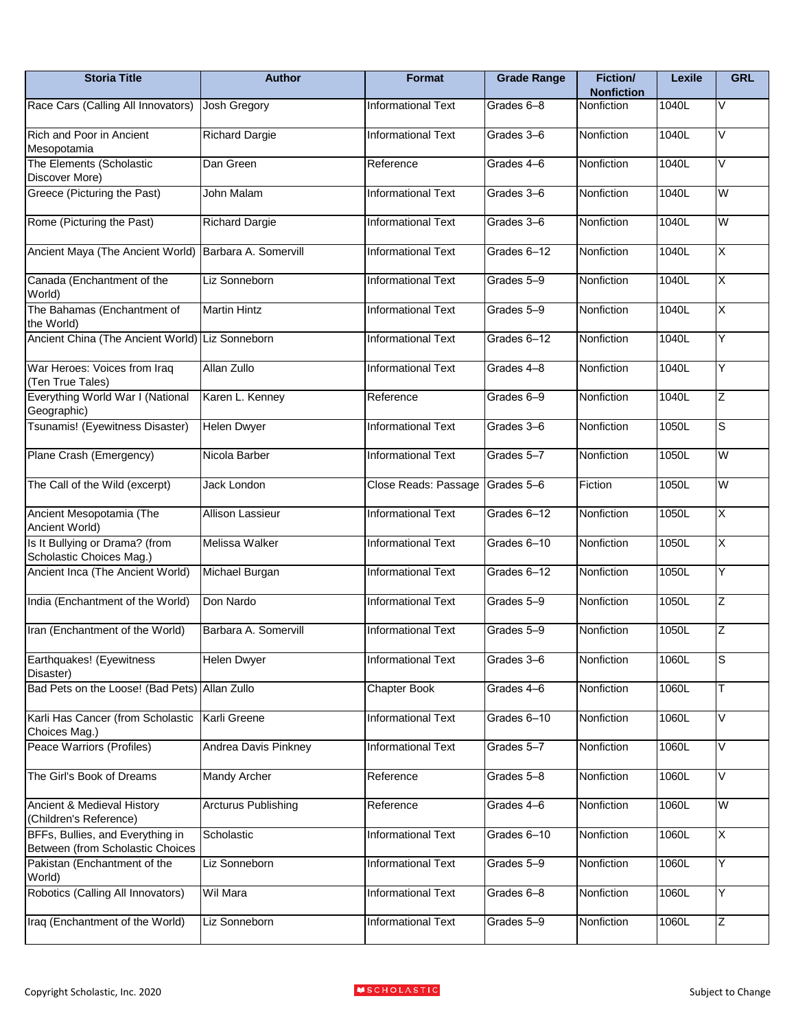| Storia Title | Author | Format | Grade Range | Fiction/ Nonfiction | Lexile | GRL |
|---|---|---|---|---|---|---|
| Race Cars (Calling All Innovators) | Josh Gregory | Informational Text | Grades 6–8 | Nonfiction | 1040L | V |
| Rich and Poor in Ancient Mesopotamia | Richard Dargie | Informational Text | Grades 3–6 | Nonfiction | 1040L | V |
| The Elements (Scholastic Discover More) | Dan Green | Reference | Grades 4–6 | Nonfiction | 1040L | V |
| Greece (Picturing the Past) | John Malam | Informational Text | Grades 3–6 | Nonfiction | 1040L | W |
| Rome (Picturing the Past) | Richard Dargie | Informational Text | Grades 3–6 | Nonfiction | 1040L | W |
| Ancient Maya (The Ancient World) | Barbara A. Somervill | Informational Text | Grades 6–12 | Nonfiction | 1040L | X |
| Canada (Enchantment of the World) | Liz Sonneborn | Informational Text | Grades 5–9 | Nonfiction | 1040L | X |
| The Bahamas (Enchantment of the World) | Martin Hintz | Informational Text | Grades 5–9 | Nonfiction | 1040L | X |
| Ancient China (The Ancient World) | Liz Sonneborn | Informational Text | Grades 6–12 | Nonfiction | 1040L | Y |
| War Heroes: Voices from Iraq (Ten True Tales) | Allan Zullo | Informational Text | Grades 4–8 | Nonfiction | 1040L | Y |
| Everything World War I (National Geographic) | Karen L. Kenney | Reference | Grades 6–9 | Nonfiction | 1040L | Z |
| Tsunamis! (Eyewitness Disaster) | Helen Dwyer | Informational Text | Grades 3–6 | Nonfiction | 1050L | S |
| Plane Crash (Emergency) | Nicola Barber | Informational Text | Grades 5–7 | Nonfiction | 1050L | W |
| The Call of the Wild (excerpt) | Jack London | Close Reads: Passage | Grades 5–6 | Fiction | 1050L | W |
| Ancient Mesopotamia (The Ancient World) | Allison Lassieur | Informational Text | Grades 6–12 | Nonfiction | 1050L | X |
| Is It Bullying or Drama? (from Scholastic Choices Mag.) | Melissa Walker | Informational Text | Grades 6–10 | Nonfiction | 1050L | X |
| Ancient Inca (The Ancient World) | Michael Burgan | Informational Text | Grades 6–12 | Nonfiction | 1050L | Y |
| India (Enchantment of the World) | Don Nardo | Informational Text | Grades 5–9 | Nonfiction | 1050L | Z |
| Iran (Enchantment of the World) | Barbara A. Somervill | Informational Text | Grades 5–9 | Nonfiction | 1050L | Z |
| Earthquakes! (Eyewitness Disaster) | Helen Dwyer | Informational Text | Grades 3–6 | Nonfiction | 1060L | S |
| Bad Pets on the Loose! (Bad Pets) | Allan Zullo | Chapter Book | Grades 4–6 | Nonfiction | 1060L | T |
| Karli Has Cancer (from Scholastic Choices Mag.) | Karli Greene | Informational Text | Grades 6–10 | Nonfiction | 1060L | V |
| Peace Warriors (Profiles) | Andrea Davis Pinkney | Informational Text | Grades 5–7 | Nonfiction | 1060L | V |
| The Girl's Book of Dreams | Mandy Archer | Reference | Grades 5–8 | Nonfiction | 1060L | V |
| Ancient & Medieval History (Children's Reference) | Arcturus Publishing | Reference | Grades 4–6 | Nonfiction | 1060L | W |
| BFFs, Bullies, and Everything in Between (from Scholastic Choices | Scholastic | Informational Text | Grades 6–10 | Nonfiction | 1060L | X |
| Pakistan (Enchantment of the World) | Liz Sonneborn | Informational Text | Grades 5–9 | Nonfiction | 1060L | Y |
| Robotics (Calling All Innovators) | Wil Mara | Informational Text | Grades 6–8 | Nonfiction | 1060L | Y |
| Iraq (Enchantment of the World) | Liz Sonneborn | Informational Text | Grades 5–9 | Nonfiction | 1060L | Z |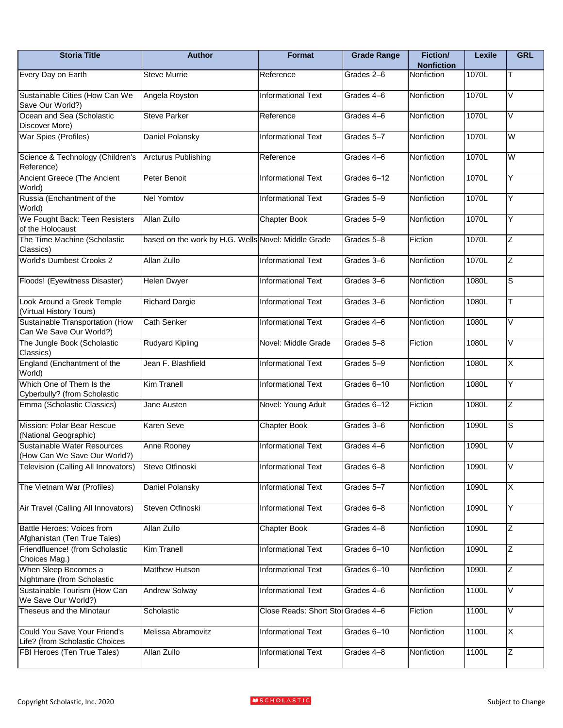| Storia Title | Author | Format | Grade Range | Fiction/ Nonfiction | Lexile | GRL |
|---|---|---|---|---|---|---|
| Every Day on Earth | Steve Murrie | Reference | Grades 2–6 | Nonfiction | 1070L | T |
| Sustainable Cities (How Can We Save Our World?) | Angela Royston | Informational Text | Grades 4–6 | Nonfiction | 1070L | V |
| Ocean and Sea (Scholastic Discover More) | Steve Parker | Reference | Grades 4–6 | Nonfiction | 1070L | V |
| War Spies (Profiles) | Daniel Polansky | Informational Text | Grades 5–7 | Nonfiction | 1070L | W |
| Science & Technology (Children's Reference) | Arcturus Publishing | Reference | Grades 4–6 | Nonfiction | 1070L | W |
| Ancient Greece (The Ancient World) | Peter Benoit | Informational Text | Grades 6–12 | Nonfiction | 1070L | Y |
| Russia (Enchantment of the World) | Nel Yomtov | Informational Text | Grades 5–9 | Nonfiction | 1070L | Y |
| We Fought Back: Teen Resisters of the Holocaust | Allan Zullo | Chapter Book | Grades 5–9 | Nonfiction | 1070L | Y |
| The Time Machine (Scholastic Classics) | based on the work by H.G. Wells | Novel: Middle Grade | Grades 5–8 | Fiction | 1070L | Z |
| World's Dumbest Crooks 2 | Allan Zullo | Informational Text | Grades 3–6 | Nonfiction | 1070L | Z |
| Floods! (Eyewitness Disaster) | Helen Dwyer | Informational Text | Grades 3–6 | Nonfiction | 1080L | S |
| Look Around a Greek Temple (Virtual History Tours) | Richard Dargie | Informational Text | Grades 3–6 | Nonfiction | 1080L | T |
| Sustainable Transportation (How Can We Save Our World?) | Cath Senker | Informational Text | Grades 4–6 | Nonfiction | 1080L | V |
| The Jungle Book (Scholastic Classics) | Rudyard Kipling | Novel: Middle Grade | Grades 5–8 | Fiction | 1080L | V |
| England (Enchantment of the World) | Jean F. Blashfield | Informational Text | Grades 5–9 | Nonfiction | 1080L | X |
| Which One of Them Is the Cyberbully? (from Scholastic | Kim Tranell | Informational Text | Grades 6–10 | Nonfiction | 1080L | Y |
| Emma (Scholastic Classics) | Jane Austen | Novel: Young Adult | Grades 6–12 | Fiction | 1080L | Z |
| Mission: Polar Bear Rescue (National Geographic) | Karen Seve | Chapter Book | Grades 3–6 | Nonfiction | 1090L | S |
| Sustainable Water Resources (How Can We Save Our World?) | Anne Rooney | Informational Text | Grades 4–6 | Nonfiction | 1090L | V |
| Television (Calling All Innovators) | Steve Otfinoski | Informational Text | Grades 6–8 | Nonfiction | 1090L | V |
| The Vietnam War (Profiles) | Daniel Polansky | Informational Text | Grades 5–7 | Nonfiction | 1090L | X |
| Air Travel (Calling All Innovators) | Steven Otfinoski | Informational Text | Grades 6–8 | Nonfiction | 1090L | Y |
| Battle Heroes: Voices from Afghanistan (Ten True Tales) | Allan Zullo | Chapter Book | Grades 4–8 | Nonfiction | 1090L | Z |
| Friendfluence! (from Scholastic Choices Mag.) | Kim Tranell | Informational Text | Grades 6–10 | Nonfiction | 1090L | Z |
| When Sleep Becomes a Nightmare (from Scholastic | Matthew Hutson | Informational Text | Grades 6–10 | Nonfiction | 1090L | Z |
| Sustainable Tourism (How Can We Save Our World?) | Andrew Solway | Informational Text | Grades 4–6 | Nonfiction | 1100L | V |
| Theseus and the Minotaur | Scholastic | Close Reads: Short Sto | Grades 4–6 | Fiction | 1100L | V |
| Could You Save Your Friend's Life? (from Scholastic Choices | Melissa Abramovitz | Informational Text | Grades 6–10 | Nonfiction | 1100L | X |
| FBI Heroes (Ten True Tales) | Allan Zullo | Informational Text | Grades 4–8 | Nonfiction | 1100L | Z |

Copyright Scholastic, Inc. 2020 SCHOLASTIC Subject to Change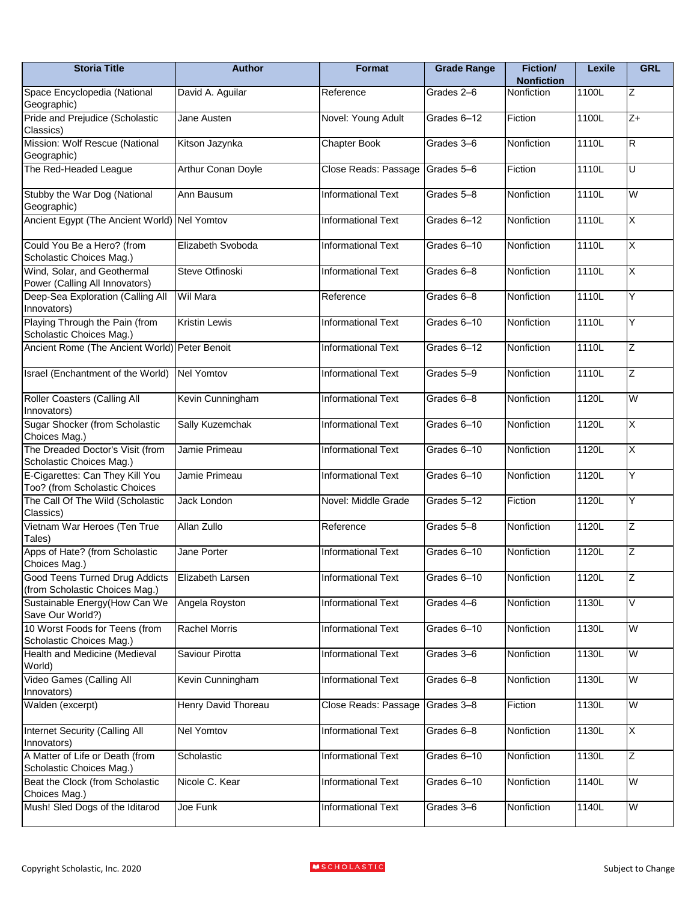| Storia Title | Author | Format | Grade Range | Fiction/ Nonfiction | Lexile | GRL |
|---|---|---|---|---|---|---|
| Space Encyclopedia (National Geographic) | David A. Aguilar | Reference | Grades 2–6 | Nonfiction | 1100L | Z |
| Pride and Prejudice (Scholastic Classics) | Jane Austen | Novel: Young Adult | Grades 6–12 | Fiction | 1100L | Z+ |
| Mission: Wolf Rescue (National Geographic) | Kitson Jazynka | Chapter Book | Grades 3–6 | Nonfiction | 1110L | R |
| The Red-Headed League | Arthur Conan Doyle | Close Reads: Passage | Grades 5–6 | Fiction | 1110L | U |
| Stubby the War Dog (National Geographic) | Ann Bausum | Informational Text | Grades 5–8 | Nonfiction | 1110L | W |
| Ancient Egypt (The Ancient World) | Nel Yomtov | Informational Text | Grades 6–12 | Nonfiction | 1110L | X |
| Could You Be a Hero? (from Scholastic Choices Mag.) | Elizabeth Svoboda | Informational Text | Grades 6–10 | Nonfiction | 1110L | X |
| Wind, Solar, and Geothermal Power (Calling All Innovators) | Steve Otfinoski | Informational Text | Grades 6–8 | Nonfiction | 1110L | X |
| Deep-Sea Exploration (Calling All Innovators) | Wil Mara | Reference | Grades 6–8 | Nonfiction | 1110L | Y |
| Playing Through the Pain (from Scholastic Choices Mag.) | Kristin Lewis | Informational Text | Grades 6–10 | Nonfiction | 1110L | Y |
| Ancient Rome (The Ancient World) | Peter Benoit | Informational Text | Grades 6–12 | Nonfiction | 1110L | Z |
| Israel (Enchantment of the World) | Nel Yomtov | Informational Text | Grades 5–9 | Nonfiction | 1110L | Z |
| Roller Coasters (Calling All Innovators) | Kevin Cunningham | Informational Text | Grades 6–8 | Nonfiction | 1120L | W |
| Sugar Shocker (from Scholastic Choices Mag.) | Sally Kuzemchak | Informational Text | Grades 6–10 | Nonfiction | 1120L | X |
| The Dreaded Doctor's Visit (from Scholastic Choices Mag.) | Jamie Primeau | Informational Text | Grades 6–10 | Nonfiction | 1120L | X |
| E-Cigarettes: Can They Kill You Too? (from Scholastic Choices | Jamie Primeau | Informational Text | Grades 6–10 | Nonfiction | 1120L | Y |
| The Call Of The Wild (Scholastic Classics) | Jack London | Novel: Middle Grade | Grades 5–12 | Fiction | 1120L | Y |
| Vietnam War Heroes (Ten True Tales) | Allan Zullo | Reference | Grades 5–8 | Nonfiction | 1120L | Z |
| Apps of Hate? (from Scholastic Choices Mag.) | Jane Porter | Informational Text | Grades 6–10 | Nonfiction | 1120L | Z |
| Good Teens Turned Drug Addicts (from Scholastic Choices Mag.) | Elizabeth Larsen | Informational Text | Grades 6–10 | Nonfiction | 1120L | Z |
| Sustainable Energy(How Can We Save Our World?) | Angela Royston | Informational Text | Grades 4–6 | Nonfiction | 1130L | V |
| 10 Worst Foods for Teens (from Scholastic Choices Mag.) | Rachel Morris | Informational Text | Grades 6–10 | Nonfiction | 1130L | W |
| Health and Medicine (Medieval World) | Saviour Pirotta | Informational Text | Grades 3–6 | Nonfiction | 1130L | W |
| Video Games (Calling All Innovators) | Kevin Cunningham | Informational Text | Grades 6–8 | Nonfiction | 1130L | W |
| Walden (excerpt) | Henry David Thoreau | Close Reads: Passage | Grades 3–8 | Fiction | 1130L | W |
| Internet Security (Calling All Innovators) | Nel Yomtov | Informational Text | Grades 6–8 | Nonfiction | 1130L | X |
| A Matter of Life or Death (from Scholastic Choices Mag.) | Scholastic | Informational Text | Grades 6–10 | Nonfiction | 1130L | Z |
| Beat the Clock (from Scholastic Choices Mag.) | Nicole C. Kear | Informational Text | Grades 6–10 | Nonfiction | 1140L | W |
| Mush! Sled Dogs of the Iditarod | Joe Funk | Informational Text | Grades 3–6 | Nonfiction | 1140L | W |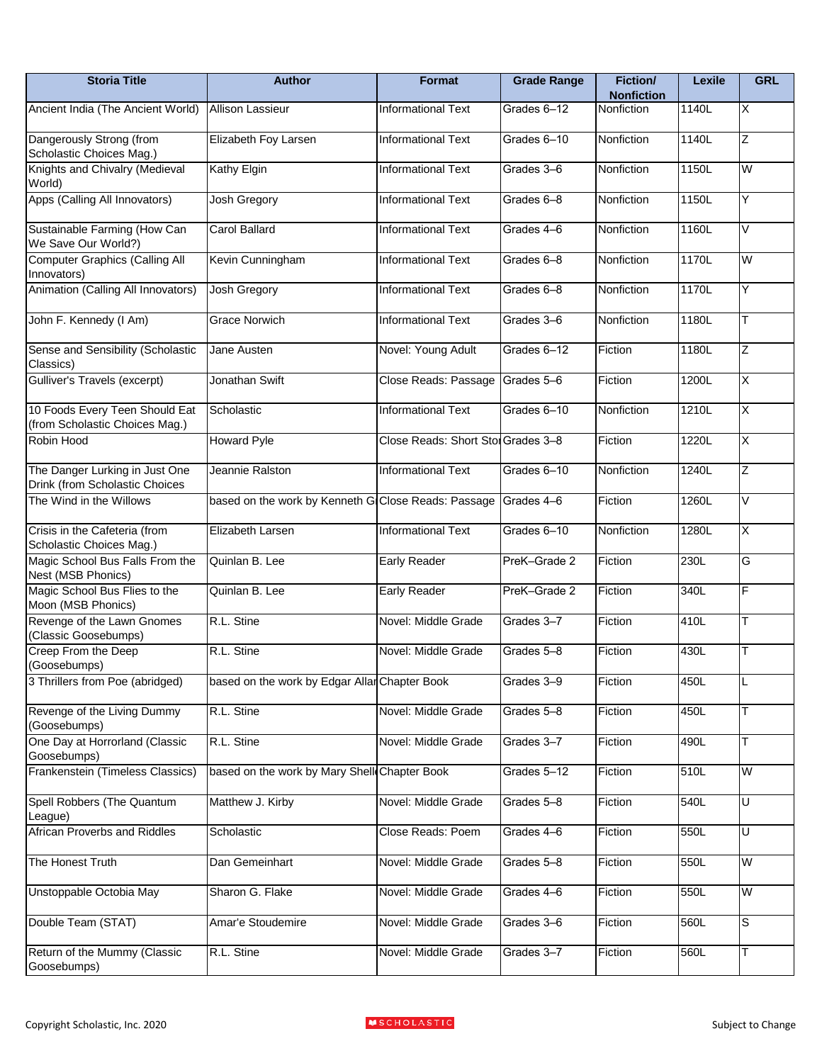| Storia Title | Author | Format | Grade Range | Fiction/ Nonfiction | Lexile | GRL |
|---|---|---|---|---|---|---|
| Ancient India (The Ancient World) | Allison Lassieur | Informational Text | Grades 6–12 | Nonfiction | 1140L | X |
| Dangerously Strong (from Scholastic Choices Mag.) | Elizabeth Foy Larsen | Informational Text | Grades 6–10 | Nonfiction | 1140L | Z |
| Knights and Chivalry (Medieval World) | Kathy Elgin | Informational Text | Grades 3–6 | Nonfiction | 1150L | W |
| Apps (Calling All Innovators) | Josh Gregory | Informational Text | Grades 6–8 | Nonfiction | 1150L | Y |
| Sustainable Farming (How Can We Save Our World?) | Carol Ballard | Informational Text | Grades 4–6 | Nonfiction | 1160L | V |
| Computer Graphics (Calling All Innovators) | Kevin Cunningham | Informational Text | Grades 6–8 | Nonfiction | 1170L | W |
| Animation (Calling All Innovators) | Josh Gregory | Informational Text | Grades 6–8 | Nonfiction | 1170L | Y |
| John F. Kennedy (I Am) | Grace Norwich | Informational Text | Grades 3–6 | Nonfiction | 1180L | T |
| Sense and Sensibility (Scholastic Classics) | Jane Austen | Novel: Young Adult | Grades 6–12 | Fiction | 1180L | Z |
| Gulliver's Travels (excerpt) | Jonathan Swift | Close Reads: Passage | Grades 5–6 | Fiction | 1200L | X |
| 10 Foods Every Teen Should Eat (from Scholastic Choices Mag.) | Scholastic | Informational Text | Grades 6–10 | Nonfiction | 1210L | X |
| Robin Hood | Howard Pyle | Close Reads: Short Sto | Grades 3–8 | Fiction | 1220L | X |
| The Danger Lurking in Just One Drink (from Scholastic Choices | Jeannie Ralston | Informational Text | Grades 6–10 | Nonfiction | 1240L | Z |
| The Wind in the Willows | based on the work by Kenneth G | Close Reads: Passage | Grades 4–6 | Fiction | 1260L | V |
| Crisis in the Cafeteria (from Scholastic Choices Mag.) | Elizabeth Larsen | Informational Text | Grades 6–10 | Nonfiction | 1280L | X |
| Magic School Bus Falls From the Nest (MSB Phonics) | Quinlan B. Lee | Early Reader | PreK–Grade 2 | Fiction | 230L | G |
| Magic School Bus Flies to the Moon (MSB Phonics) | Quinlan B. Lee | Early Reader | PreK–Grade 2 | Fiction | 340L | F |
| Revenge of the Lawn Gnomes (Classic Goosebumps) | R.L. Stine | Novel: Middle Grade | Grades 3–7 | Fiction | 410L | T |
| Creep From the Deep (Goosebumps) | R.L. Stine | Novel: Middle Grade | Grades 5–8 | Fiction | 430L | T |
| 3 Thrillers from Poe (abridged) | based on the work by Edgar Allar | Chapter Book | Grades 3–9 | Fiction | 450L | L |
| Revenge of the Living Dummy (Goosebumps) | R.L. Stine | Novel: Middle Grade | Grades 5–8 | Fiction | 450L | T |
| One Day at Horrorland (Classic Goosebumps) | R.L. Stine | Novel: Middle Grade | Grades 3–7 | Fiction | 490L | T |
| Frankenstein (Timeless Classics) | based on the work by Mary Shell | Chapter Book | Grades 5–12 | Fiction | 510L | W |
| Spell Robbers (The Quantum League) | Matthew J. Kirby | Novel: Middle Grade | Grades 5–8 | Fiction | 540L | U |
| African Proverbs and Riddles | Scholastic | Close Reads: Poem | Grades 4–6 | Fiction | 550L | U |
| The Honest Truth | Dan Gemeinhart | Novel: Middle Grade | Grades 5–8 | Fiction | 550L | W |
| Unstoppable Octobia May | Sharon G. Flake | Novel: Middle Grade | Grades 4–6 | Fiction | 550L | W |
| Double Team (STAT) | Amar'e Stoudemire | Novel: Middle Grade | Grades 3–6 | Fiction | 560L | S |
| Return of the Mummy (Classic Goosebumps) | R.L. Stine | Novel: Middle Grade | Grades 3–7 | Fiction | 560L | T |

Copyright Scholastic, Inc. 2020 — SCHOLASTIC — Subject to Change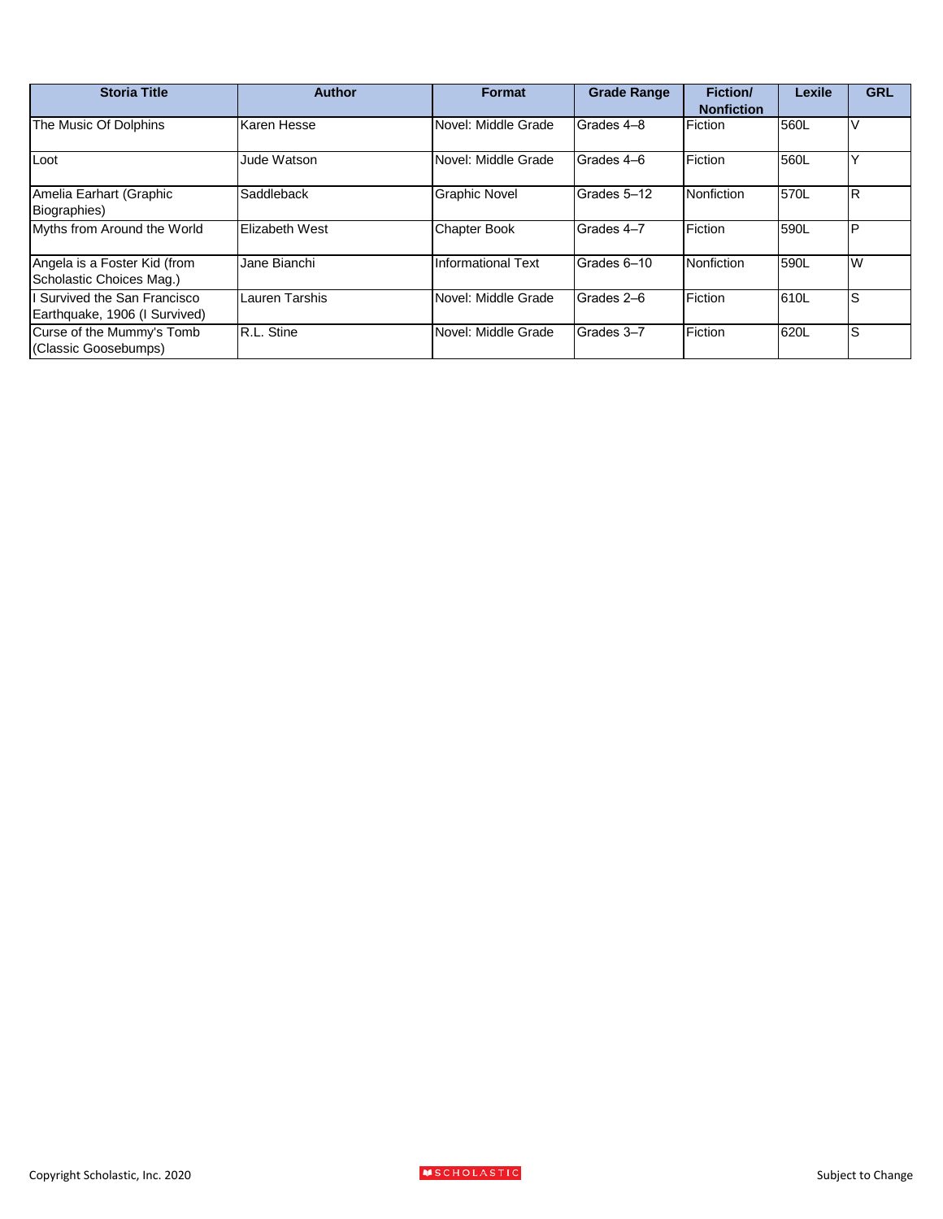| Storia Title | Author | Format | Grade Range | Fiction/ Nonfiction | Lexile | GRL |
|---|---|---|---|---|---|---|
| The Music Of Dolphins | Karen Hesse | Novel: Middle Grade | Grades 4–8 | Fiction | 560L | V |
| Loot | Jude Watson | Novel: Middle Grade | Grades 4–6 | Fiction | 560L | Y |
| Amelia Earhart (Graphic Biographies) | Saddleback | Graphic Novel | Grades 5–12 | Nonfiction | 570L | R |
| Myths from Around the World | Elizabeth West | Chapter Book | Grades 4–7 | Fiction | 590L | P |
| Angela is a Foster Kid (from Scholastic Choices Mag.) | Jane Bianchi | Informational Text | Grades 6–10 | Nonfiction | 590L | W |
| I Survived the San Francisco Earthquake, 1906 (I Survived) | Lauren Tarshis | Novel: Middle Grade | Grades 2–6 | Fiction | 610L | S |
| Curse of the Mummy's Tomb (Classic Goosebumps) | R.L. Stine | Novel: Middle Grade | Grades 3–7 | Fiction | 620L | S |

Copyright Scholastic, Inc. 2020

Subject to Change